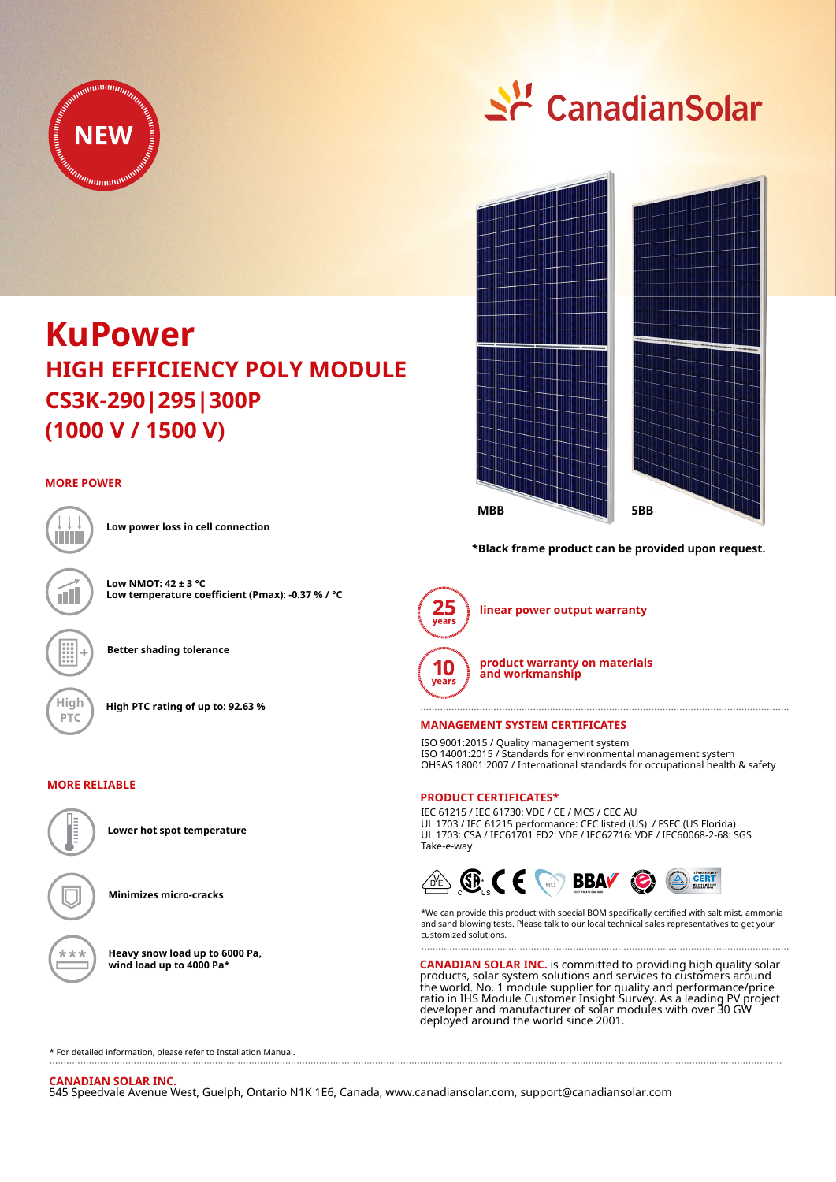NEW

CanadianSolar

# KuPower

## HIGH EFFICIENCY POLY MODULE

## CS3K-290|295|300P

## (1000 V / 1500 V)

MBB　　5BB

***Black frame product can be provided upon request.**

### MORE POWER

**Low power loss in cell connection**

**Low NMOT: 42 ± 3 °C**
**Low temperature coefficient (Pmax): -0.37 % / °C**

**Better shading tolerance**

**High PTC rating of up to: 92.63 %**

### MORE RELIABLE

**Lower hot spot temperature**

**Minimizes micro-cracks**

**Heavy snow load up to 6000 Pa, wind load up to 4000 Pa***

**25 years** linear power output warranty

**10 years** product warranty on materials and workmanship

### MANAGEMENT SYSTEM CERTIFICATES

ISO 9001:2015 / Quality management system
ISO 14001:2015 / Standards for environmental management system
OHSAS 18001:2007 / International standards for occupational health & safety

### PRODUCT CERTIFICATES*

IEC 61215 / IEC 61730: VDE / CE / MCS / CEC AU
UL 1703 / IEC 61215 performance: CEC listed (US) / FSEC (US Florida)
UL 1703: CSA / IEC61701 ED2: VDE / IEC62716: VDE / IEC60068-2-68: SGS
Take-e-way

*We can provide this product with special BOM specifically certified with salt mist, ammonia and sand blowing tests. Please talk to our local technical sales representatives to get your customized solutions.

**CANADIAN SOLAR INC.** is committed to providing high quality solar products, solar system solutions and services to customers around the world. No. 1 module supplier for quality and performance/price ratio in IHS Module Customer Insight Survey. As a leading PV project developer and manufacturer of solar modules with over 30 GW deployed around the world since 2001.

\* For detailed information, please refer to Installation Manual.

**CANADIAN SOLAR INC.**
545 Speedvale Avenue West, Guelph, Ontario N1K 1E6, Canada, www.canadiansolar.com, support@canadiansolar.com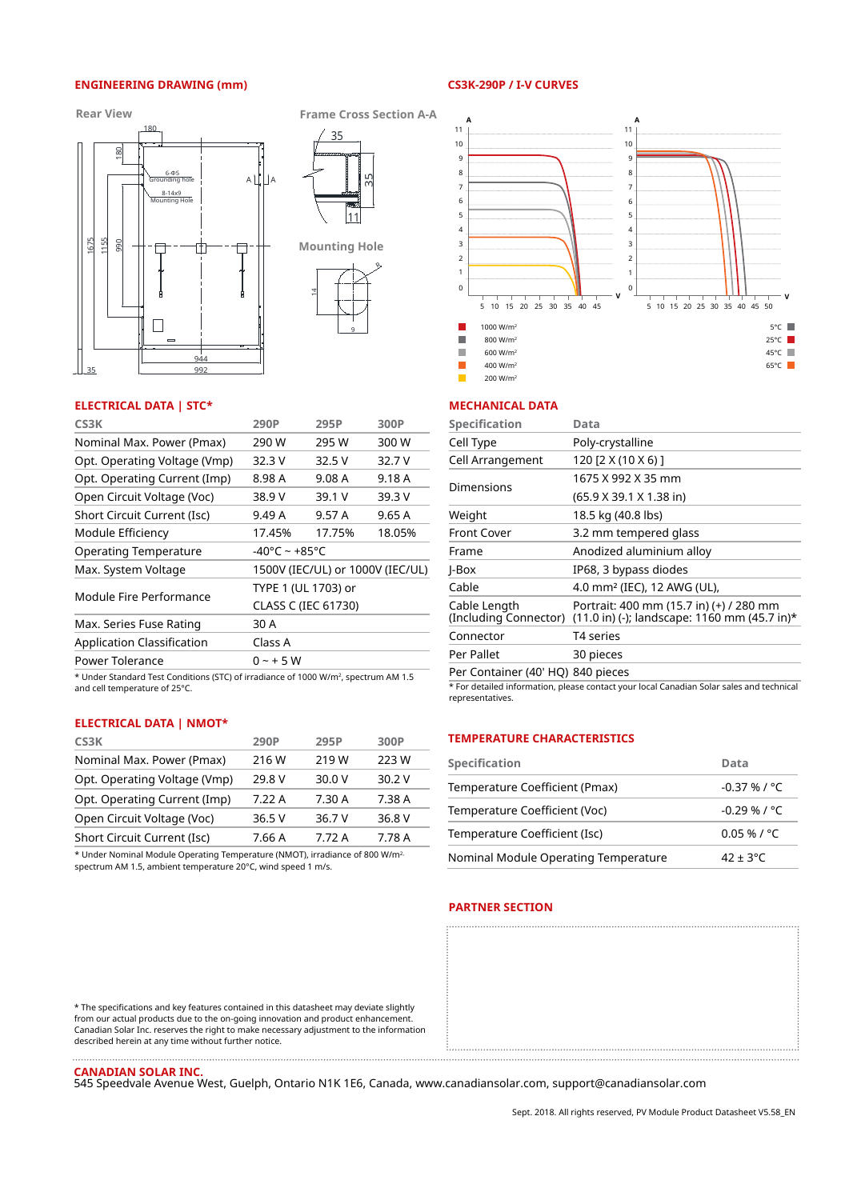## ENGINEERING DRAWING (mm)

Rear View

180

180

6-Φ5 Grounding hole

8-14x9 Mounting Hole

A A

1675

1155

990

35

944

992

Frame Cross Section A-A

35

35

11

Mounting Hole

14

9

## CS3K-290P / I-V CURVES

A

11 10 9 8 7 6 5 4 3 2 1 0

5 10 15 20 25 30 35 40 45

V

1000 W/m²
800 W/m²
600 W/m²
400 W/m²
200 W/m²

A

11 10 9 8 7 6 5 4 3 2 1 0

5 10 15 20 25 30 35 40 45 50

V

5°C
25°C
45°C
65°C

## ELECTRICAL DATA | STC*

| CS3K | 290P | 295P | 300P |
|---|---|---|---|
| Nominal Max. Power (Pmax) | 290 W | 295 W | 300 W |
| Opt. Operating Voltage (Vmp) | 32.3 V | 32.5 V | 32.7 V |
| Opt. Operating Current (Imp) | 8.98 A | 9.08 A | 9.18 A |
| Open Circuit Voltage (Voc) | 38.9 V | 39.1 V | 39.3 V |
| Short Circuit Current (Isc) | 9.49 A | 9.57 A | 9.65 A |
| Module Efficiency | 17.45% | 17.75% | 18.05% |
| Operating Temperature | -40°C ~ +85°C | | |
| Max. System Voltage | 1500V (IEC/UL) or 1000V (IEC/UL) | | |
| Module Fire Performance | TYPE 1 (UL 1703) or CLASS C (IEC 61730) | | |
| Max. Series Fuse Rating | 30 A | | |
| Application Classification | Class A | | |
| Power Tolerance | 0 ~ + 5 W | | |

* Under Standard Test Conditions (STC) of irradiance of 1000 W/m², spectrum AM 1.5 and cell temperature of 25°C.

## ELECTRICAL DATA | NMOT*

| CS3K | 290P | 295P | 300P |
|---|---|---|---|
| Nominal Max. Power (Pmax) | 216 W | 219 W | 223 W |
| Opt. Operating Voltage (Vmp) | 29.8 V | 30.0 V | 30.2 V |
| Opt. Operating Current (Imp) | 7.22 A | 7.30 A | 7.38 A |
| Open Circuit Voltage (Voc) | 36.5 V | 36.7 V | 36.8 V |
| Short Circuit Current (Isc) | 7.66 A | 7.72 A | 7.78 A |

* Under Nominal Module Operating Temperature (NMOT), irradiance of 800 W/m², spectrum AM 1.5, ambient temperature 20°C, wind speed 1 m/s.

## MECHANICAL DATA

| Specification | Data |
|---|---|
| Cell Type | Poly-crystalline |
| Cell Arrangement | 120 [2 X (10 X 6) ] |
| Dimensions | 1675 X 992 X 35 mm (65.9 X 39.1 X 1.38 in) |
| Weight | 18.5 kg (40.8 lbs) |
| Front Cover | 3.2 mm tempered glass |
| Frame | Anodized aluminium alloy |
| J-Box | IP68, 3 bypass diodes |
| Cable | 4.0 mm² (IEC), 12 AWG (UL), |
| Cable Length (Including Connector) | Portrait: 400 mm (15.7 in) (+) / 280 mm (11.0 in) (-); landscape: 1160 mm (45.7 in)* |
| Connector | T4 series |
| Per Pallet | 30 pieces |
| Per Container (40' HQ) | 840 pieces |

* For detailed information, please contact your local Canadian Solar sales and technical representatives.

## TEMPERATURE CHARACTERISTICS

| Specification | Data |
|---|---|
| Temperature Coefficient (Pmax) | -0.37 % / °C |
| Temperature Coefficient (Voc) | -0.29 % / °C |
| Temperature Coefficient (Isc) | 0.05 % / °C |
| Nominal Module Operating Temperature | 42 ± 3°C |

## PARTNER SECTION

* The specifications and key features contained in this datasheet may deviate slightly from our actual products due to the on-going innovation and product enhancement. Canadian Solar Inc. reserves the right to make necessary adjustment to the information described herein at any time without further notice.

**CANADIAN SOLAR INC.**
545 Speedvale Avenue West, Guelph, Ontario N1K 1E6, Canada, www.canadiansolar.com, support@canadiansolar.com

Sept. 2018. All rights reserved, PV Module Product Datasheet V5.58_EN